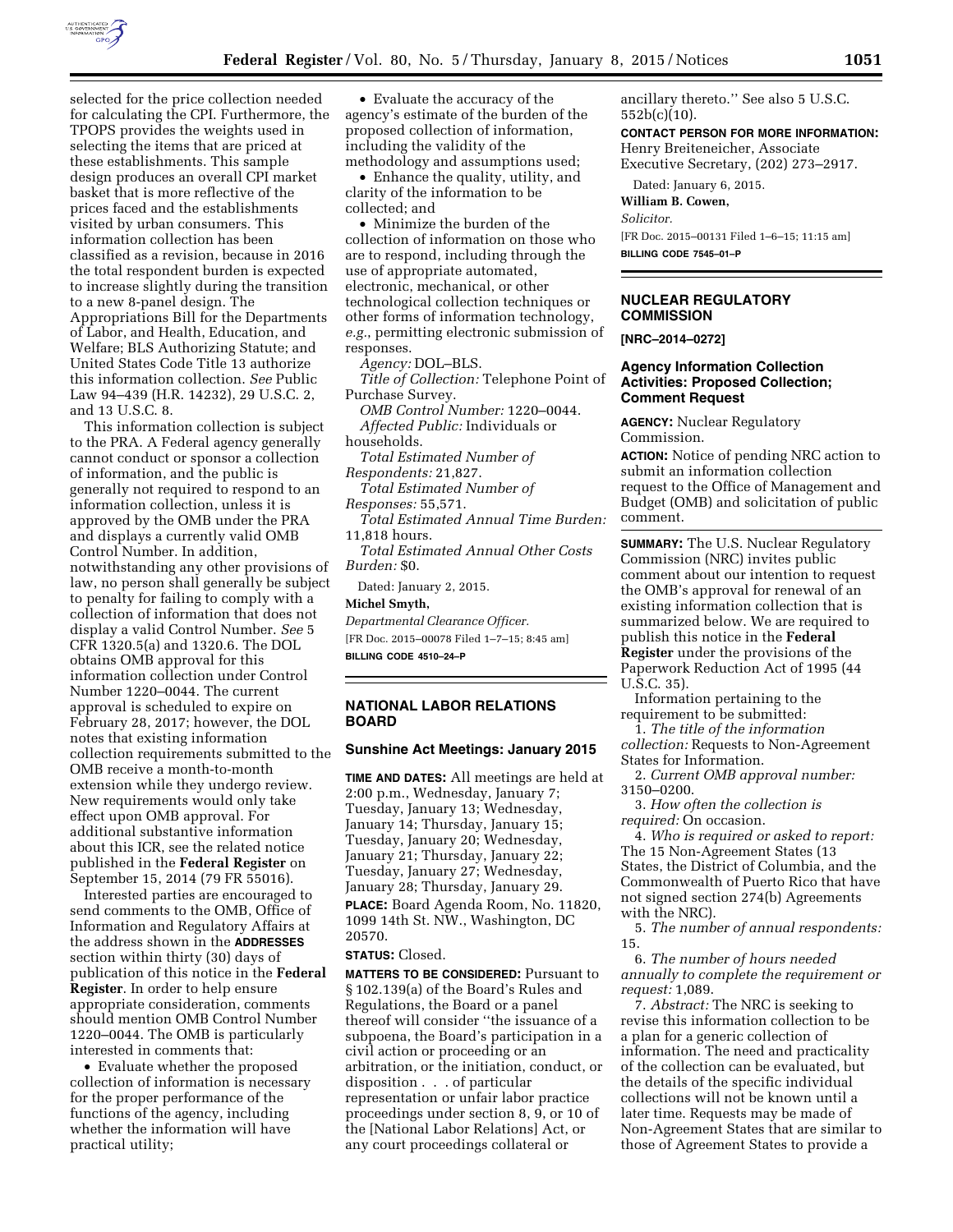selected for the price collection needed for calculating the CPI. Furthermore, the TPOPS provides the weights used in selecting the items that are priced at these establishments. This sample design produces an overall CPI market basket that is more reflective of the prices faced and the establishments visited by urban consumers. This information collection has been classified as a revision, because in 2016 the total respondent burden is expected to increase slightly during the transition to a new 8-panel design. The Appropriations Bill for the Departments of Labor, and Health, Education, and Welfare; BLS Authorizing Statute; and United States Code Title 13 authorize this information collection. *See* Public Law 94–439 (H.R. 14232), 29 U.S.C. 2, and 13 U.S.C. 8.

This information collection is subject to the PRA. A Federal agency generally cannot conduct or sponsor a collection of information, and the public is generally not required to respond to an information collection, unless it is approved by the OMB under the PRA and displays a currently valid OMB Control Number. In addition, notwithstanding any other provisions of law, no person shall generally be subject to penalty for failing to comply with a collection of information that does not display a valid Control Number. *See* 5 CFR 1320.5(a) and 1320.6. The DOL obtains OMB approval for this information collection under Control Number 1220–0044. The current approval is scheduled to expire on February 28, 2017; however, the DOL notes that existing information collection requirements submitted to the OMB receive a month-to-month extension while they undergo review. New requirements would only take effect upon OMB approval. For additional substantive information about this ICR, see the related notice published in the **Federal Register** on September 15, 2014 (79 FR 55016).

Interested parties are encouraged to send comments to the OMB, Office of Information and Regulatory Affairs at the address shown in the **ADDRESSES** section within thirty (30) days of publication of this notice in the **Federal Register**. In order to help ensure appropriate consideration, comments should mention OMB Control Number 1220–0044. The OMB is particularly interested in comments that:

- Evaluate whether the proposed collection of information is necessary for the proper performance of the functions of the agency, including whether the information will have practical utility;
- Evaluate the accuracy of the agency's estimate of the burden of the proposed collection of information, including the validity of the methodology and assumptions used;
- Enhance the quality, utility, and clarity of the information to be collected; and
- Minimize the burden of the collection of information on those who are to respond, including through the use of appropriate automated, electronic, mechanical, or other technological collection techniques or other forms of information technology, *e.g.*, permitting electronic submission of responses.

*Agency:* DOL–BLS.

*Title of Collection:* Telephone Point of Purchase Survey.

*OMB Control Number:* 1220–0044.

*Affected Public:* Individuals or households.

*Total Estimated Number of Respondents:* 21,827.

*Total Estimated Number of Responses:* 55,571.

*Total Estimated Annual Time Burden:* 11,818 hours.

*Total Estimated Annual Other Costs Burden:* $0.

Dated: January 2, 2015.

**Michel Smyth,**

*Departmental Clearance Officer.*

[FR Doc. 2015–00078 Filed 1–7–15; 8:45 am]

**BILLING CODE 4510–24–P**

## NATIONAL LABOR RELATIONS BOARD

### Sunshine Act Meetings: January 2015

**TIME AND DATES:** All meetings are held at 2:00 p.m., Wednesday, January 7; Tuesday, January 13; Wednesday, January 14; Thursday, January 15; Tuesday, January 20; Wednesday, January 21; Thursday, January 22; Tuesday, January 27; Wednesday, January 28; Thursday, January 29.

**PLACE:** Board Agenda Room, No. 11820, 1099 14th St. NW., Washington, DC 20570.

**STATUS:** Closed.

**MATTERS TO BE CONSIDERED:** Pursuant to § 102.139(a) of the Board's Rules and Regulations, the Board or a panel thereof will consider ''the issuance of a subpoena, the Board's participation in a civil action or proceeding or an arbitration, or the initiation, conduct, or disposition . . . of particular representation or unfair labor practice proceedings under section 8, 9, or 10 of the [National Labor Relations] Act, or any court proceedings collateral or ancillary thereto.'' See also 5 U.S.C. 552b(c)(10).

**CONTACT PERSON FOR MORE INFORMATION:** Henry Breiteneicher, Associate Executive Secretary, (202) 273–2917.

Dated: January 6, 2015.

**William B. Cowen,**

*Solicitor.*

[FR Doc. 2015–00131 Filed 1–6–15; 11:15 am]

**BILLING CODE 7545–01–P**

## NUCLEAR REGULATORY COMMISSION

**[NRC–2014–0272]**

### Agency Information Collection Activities: Proposed Collection; Comment Request

**AGENCY:** Nuclear Regulatory Commission.

**ACTION:** Notice of pending NRC action to submit an information collection request to the Office of Management and Budget (OMB) and solicitation of public comment.

**SUMMARY:** The U.S. Nuclear Regulatory Commission (NRC) invites public comment about our intention to request the OMB's approval for renewal of an existing information collection that is summarized below. We are required to publish this notice in the **Federal Register** under the provisions of the Paperwork Reduction Act of 1995 (44 U.S.C. 35).

Information pertaining to the requirement to be submitted:

1. *The title of the information collection:* Requests to Non-Agreement States for Information.
2. *Current OMB approval number:* 3150–0200.
3. *How often the collection is required:* On occasion.
4. *Who is required or asked to report:* The 15 Non-Agreement States (13 States, the District of Columbia, and the Commonwealth of Puerto Rico that have not signed section 274(b) Agreements with the NRC).
5. *The number of annual respondents:* 15.
6. *The number of hours needed annually to complete the requirement or request:* 1,089.
7. *Abstract:* The NRC is seeking to revise this information collection to be a plan for a generic collection of information. The need and practicality of the collection can be evaluated, but the details of the specific individual collections will not be known until a later time. Requests may be made of Non-Agreement States that are similar to those of Agreement States to provide a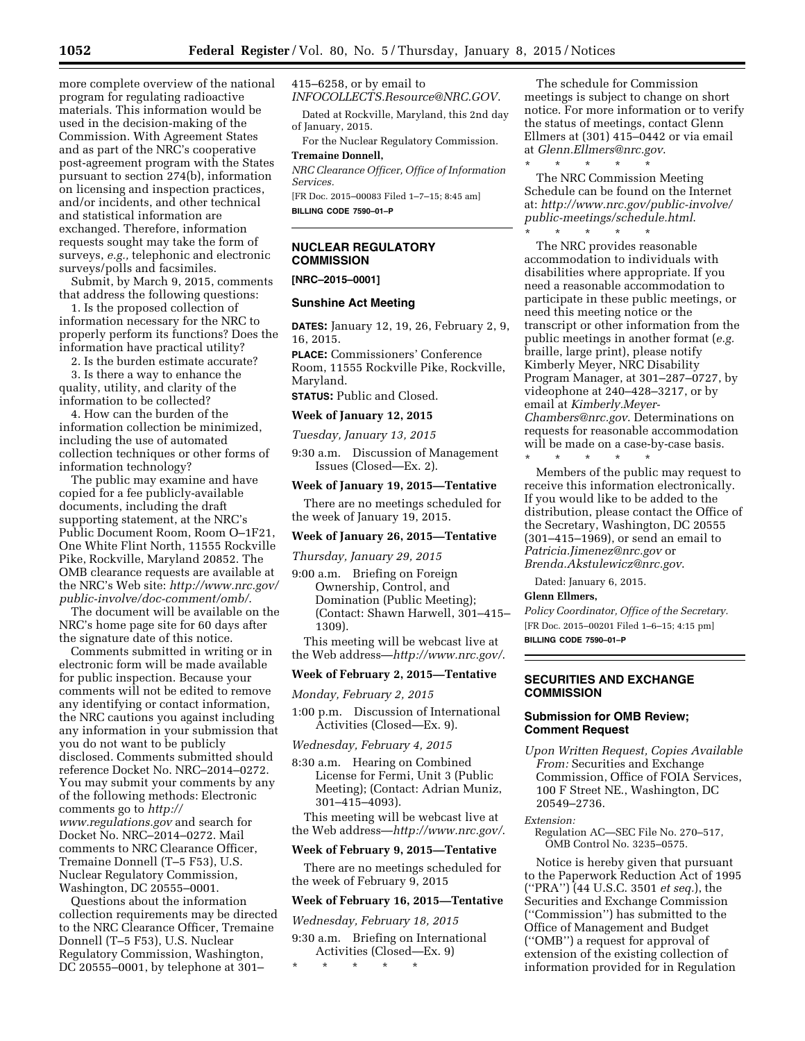more complete overview of the national program for regulating radioactive materials. This information would be used in the decision-making of the Commission. With Agreement States and as part of the NRC's cooperative post-agreement program with the States pursuant to section 274(b), information on licensing and inspection practices, and/or incidents, and other technical and statistical information are exchanged. Therefore, information requests sought may take the form of surveys, *e.g.,* telephonic and electronic surveys/polls and facsimiles.

Submit, by March 9, 2015, comments that address the following questions:

1. Is the proposed collection of information necessary for the NRC to properly perform its functions? Does the information have practical utility?

2. Is the burden estimate accurate?

3. Is there a way to enhance the quality, utility, and clarity of the information to be collected?

4. How can the burden of the information collection be minimized, including the use of automated collection techniques or other forms of information technology?

The public may examine and have copied for a fee publicly-available documents, including the draft supporting statement, at the NRC's Public Document Room, Room O–1F21, One White Flint North, 11555 Rockville Pike, Rockville, Maryland 20852. The OMB clearance requests are available at the NRC's Web site: *http://www.nrc.gov/public-involve/doc-comment/omb/*.

The document will be available on the NRC's home page site for 60 days after the signature date of this notice.

Comments submitted in writing or in electronic form will be made available for public inspection. Because your comments will not be edited to remove any identifying or contact information, the NRC cautions you against including any information in your submission that you do not want to be publicly disclosed. Comments submitted should reference Docket No. NRC–2014–0272. You may submit your comments by any of the following methods: Electronic comments go to *http://www.regulations.gov* and search for Docket No. NRC–2014–0272. Mail comments to NRC Clearance Officer, Tremaine Donnell (T–5 F53), U.S. Nuclear Regulatory Commission, Washington, DC 20555–0001.

Questions about the information collection requirements may be directed to the NRC Clearance Officer, Tremaine Donnell (T–5 F53), U.S. Nuclear Regulatory Commission, Washington, DC 20555–0001, by telephone at 301–415–6258, or by email to *INFOCOLLECTS.Resource@NRC.GOV*.

Dated at Rockville, Maryland, this 2nd day of January, 2015.

For the Nuclear Regulatory Commission.

**Tremaine Donnell,**

*NRC Clearance Officer, Office of Information Services.*

[FR Doc. 2015–00083 Filed 1–7–15; 8:45 am]

**BILLING CODE 7590–01–P**

## NUCLEAR REGULATORY COMMISSION

**[NRC–2015–0001]**

### Sunshine Act Meeting

**DATES:** January 12, 19, 26, February 2, 9, 16, 2015.

**PLACE:** Commissioners' Conference Room, 11555 Rockville Pike, Rockville, Maryland.

**STATUS:** Public and Closed.

**Week of January 12, 2015**

*Tuesday, January 13, 2015*

9:30 a.m. Discussion of Management Issues (Closed—Ex. 2).

**Week of January 19, 2015—Tentative**

There are no meetings scheduled for the week of January 19, 2015.

**Week of January 26, 2015—Tentative**

*Thursday, January 29, 2015*

9:00 a.m. Briefing on Foreign Ownership, Control, and Domination (Public Meeting); (Contact: Shawn Harwell, 301–415–1309).

This meeting will be webcast live at the Web address—*http://www.nrc.gov/*.

**Week of February 2, 2015—Tentative**

*Monday, February 2, 2015*

1:00 p.m. Discussion of International Activities (Closed—Ex. 9).

*Wednesday, February 4, 2015*

8:30 a.m. Hearing on Combined License for Fermi, Unit 3 (Public Meeting); (Contact: Adrian Muniz, 301–415–4093).

This meeting will be webcast live at the Web address—*http://www.nrc.gov/*.

**Week of February 9, 2015—Tentative**

There are no meetings scheduled for the week of February 9, 2015

**Week of February 16, 2015—Tentative**

*Wednesday, February 18, 2015*

9:30 a.m. Briefing on International Activities (Closed—Ex. 9)

\* \* \* \* \*

The schedule for Commission meetings is subject to change on short notice. For more information or to verify the status of meetings, contact Glenn Ellmers at (301) 415–0442 or via email at *Glenn.Ellmers@nrc.gov*.

\* \* \* \* \*

The NRC Commission Meeting Schedule can be found on the Internet at: *http://www.nrc.gov/public-involve/public-meetings/schedule.html*.

\* \* \* \* \*

The NRC provides reasonable accommodation to individuals with disabilities where appropriate. If you need a reasonable accommodation to participate in these public meetings, or need this meeting notice or the transcript or other information from the public meetings in another format (*e.g.* braille, large print), please notify Kimberly Meyer, NRC Disability Program Manager, at 301–287–0727, by videophone at 240–428–3217, or by email at *Kimberly.Meyer-Chambers@nrc.gov*. Determinations on requests for reasonable accommodation will be made on a case-by-case basis.

\* \* \* \* \*

Members of the public may request to receive this information electronically. If you would like to be added to the distribution, please contact the Office of the Secretary, Washington, DC 20555 (301–415–1969), or send an email to *Patricia.Jimenez@nrc.gov* or *Brenda.Akstulewicz@nrc.gov*.

Dated: January 6, 2015.

**Glenn Ellmers,**

*Policy Coordinator, Office of the Secretary.*

[FR Doc. 2015–00201 Filed 1–6–15; 4:15 pm]

**BILLING CODE 7590–01–P**

## SECURITIES AND EXCHANGE COMMISSION

### Submission for OMB Review; Comment Request

*Upon Written Request, Copies Available From:* Securities and Exchange Commission, Office of FOIA Services, 100 F Street NE., Washington, DC 20549–2736.

*Extension:*

Regulation AC—SEC File No. 270–517, OMB Control No. 3235–0575.

Notice is hereby given that pursuant to the Paperwork Reduction Act of 1995 (''PRA'') (44 U.S.C. 3501 *et seq.*), the Securities and Exchange Commission (''Commission'') has submitted to the Office of Management and Budget (''OMB'') a request for approval of extension of the existing collection of information provided for in Regulation